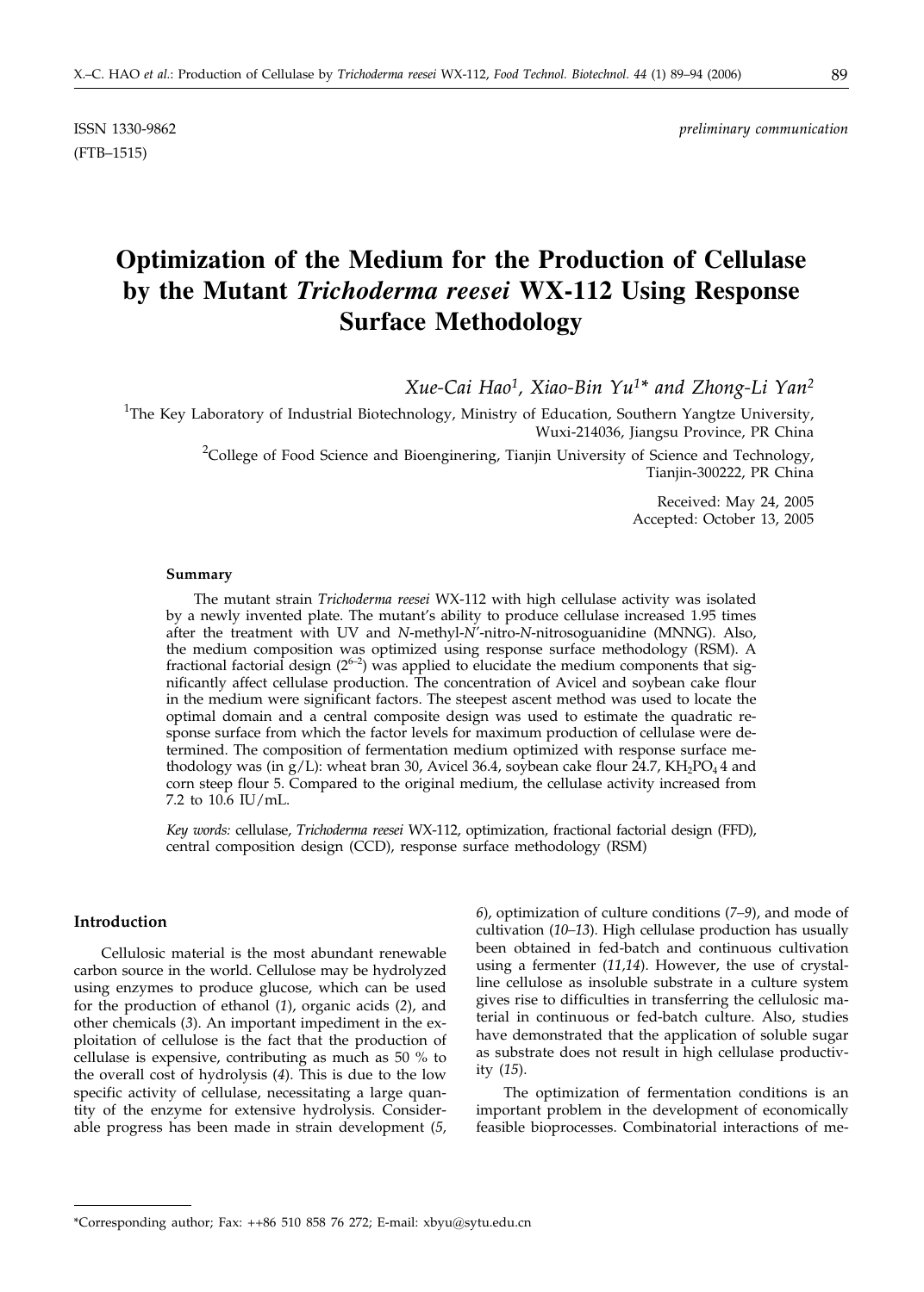ISSN 1330-9862 *preliminary communication*
(FTB–1515)

# Optimization of the Medium for the Production of Cellulase by the Mutant *Trichoderma reesei* WX-112 Using Response Surface Methodology

*Xue-Cai Hao[1], Xiao-Bin Yu[1]\* and Zhong-Li Yan[2]*

[1]The Key Laboratory of Industrial Biotechnology, Ministry of Education, Southern Yangtze University, Wuxi-214036, Jiangsu Province, PR China

[2]College of Food Science and Bioenginering, Tianjin University of Science and Technology, Tianjin-300222, PR China

Received: May 24, 2005
Accepted: October 13, 2005

#### Summary

The mutant strain *Trichoderma reesei* WX-112 with high cellulase activity was isolated by a newly invented plate. The mutant's ability to produce cellulase increased 1.95 times after the treatment with UV and *N*-methyl-*N'*-nitro-*N*-nitrosoguanidine (MNNG). Also, the medium composition was optimized using response surface methodology (RSM). A fractional factorial design ($2^{6-2}$) was applied to elucidate the medium components that significantly affect cellulase production. The concentration of Avicel and soybean cake flour in the medium were significant factors. The steepest ascent method was used to locate the optimal domain and a central composite design was used to estimate the quadratic response surface from which the factor levels for maximum production of cellulase were determined. The composition of fermentation medium optimized with response surface methodology was (in g/L): wheat bran 30, Avicel 36.4, soybean cake flour 24.7, $KH_2PO_4$ 4 and corn steep flour 5. Compared to the original medium, the cellulase activity increased from 7.2 to 10.6 IU/mL.

*Key words:* cellulase, *Trichoderma reesei* WX-112, optimization, fractional factorial design (FFD), central composition design (CCD), response surface methodology (RSM)

## Introduction

Cellulosic material is the most abundant renewable carbon source in the world. Cellulose may be hydrolyzed using enzymes to produce glucose, which can be used for the production of ethanol (*1*), organic acids (*2*), and other chemicals (*3*). An important impediment in the exploitation of cellulose is the fact that the production of cellulase is expensive, contributing as much as 50 % to the overall cost of hydrolysis (*4*). This is due to the low specific activity of cellulase, necessitating a large quantity of the enzyme for extensive hydrolysis. Considerable progress has been made in strain development (*5*, *6*), optimization of culture conditions (*7–9*), and mode of cultivation (*10–13*). High cellulase production has usually been obtained in fed-batch and continuous cultivation using a fermenter (*11*,*14*). However, the use of crystalline cellulose as insoluble substrate in a culture system gives rise to difficulties in transferring the cellulosic material in continuous or fed-batch culture. Also, studies have demonstrated that the application of soluble sugar as substrate does not result in high cellulase productivity (*15*).

The optimization of fermentation conditions is an important problem in the development of economically feasible bioprocesses. Combinatorial interactions of me-

\*Corresponding author; Fax: ++86 510 858 76 272; E-mail: xbyu@sytu.edu.cn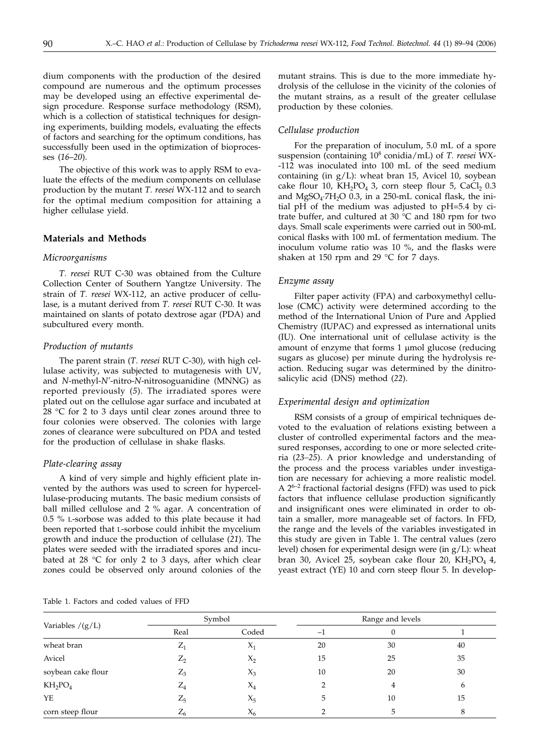dium components with the production of the desired compound are numerous and the optimum processes may be developed using an effective experimental design procedure. Response surface methodology (RSM), which is a collection of statistical techniques for designing experiments, building models, evaluating the effects of factors and searching for the optimum conditions, has successfully been used in the optimization of bioprocesses (*16–20*).

The objective of this work was to apply RSM to evaluate the effects of the medium components on cellulase production by the mutant *T. reesei* WX-112 and to search for the optimal medium composition for attaining a higher cellulase yield.

## Materials and Methods

### *Microorganisms*

*T. reesei* RUT C-30 was obtained from the Culture Collection Center of Southern Yangtze University. The strain of *T. reesei* WX-112, an active producer of cellulase, is a mutant derived from *T. reesei* RUT C-30. It was maintained on slants of potato dextrose agar (PDA) and subcultured every month.

### *Production of mutants*

The parent strain (*T. reesei* RUT C-30), with high cellulase activity, was subjected to mutagenesis with UV, and *N*-methyl-*N′*-nitro-*N*-nitrosoguanidine (MNNG) as reported previously (*5*). The irradiated spores were plated out on the cellulose agar surface and incubated at 28 °C for 2 to 3 days until clear zones around three to four colonies were observed. The colonies with large zones of clearance were subcultured on PDA and tested for the production of cellulase in shake flasks.

### *Plate-clearing assay*

A kind of very simple and highly efficient plate invented by the authors was used to screen for hypercellulase-producing mutants. The basic medium consists of ball milled cellulose and 2 % agar. A concentration of 0.5 % L-sorbose was added to this plate because it had been reported that L-sorbose could inhibit the mycelium growth and induce the production of cellulase (*21*). The plates were seeded with the irradiated spores and incubated at 28 °C for only 2 to 3 days, after which clear zones could be observed only around colonies of the mutant strains. This is due to the more immediate hydrolysis of the cellulose in the vicinity of the colonies of the mutant strains, as a result of the greater cellulase production by these colonies.

### *Cellulase production*

For the preparation of inoculum, 5.0 mL of a spore suspension (containing $10^8$ conidia/mL) of *T. reesei* WX-112 was inoculated into 100 mL of the seed medium containing (in g/L): wheat bran 15, Avicel 10, soybean cake flour 10, $KH_2PO_4$ 3, corn steep flour 5, $CaCl_2$ 0.3 and $MgSO_4{\cdot}7H_2O$ 0.3, in a 250-mL conical flask, the initial pH of the medium was adjusted to pH=5.4 by citrate buffer, and cultured at 30 °C and 180 rpm for two days. Small scale experiments were carried out in 500-mL conical flasks with 100 mL of fermentation medium. The inoculum volume ratio was 10 %, and the flasks were shaken at 150 rpm and 29 °C for 7 days.

### *Enzyme assay*

Filter paper activity (FPA) and carboxymethyl cellulose (CMC) activity were determined according to the method of the International Union of Pure and Applied Chemistry (IUPAC) and expressed as international units (IU). One international unit of cellulase activity is the amount of enzyme that forms 1 μmol glucose (reducing sugars as glucose) per minute during the hydrolysis reaction. Reducing sugar was determined by the dinitrosalicylic acid (DNS) method (*22*).

### *Experimental design and optimization*

RSM consists of a group of empirical techniques devoted to the evaluation of relations existing between a cluster of controlled experimental factors and the measured responses, according to one or more selected criteria (*23–25*). A prior knowledge and understanding of the process and the process variables under investigation are necessary for achieving a more realistic model. A $2^{6-2}$ fractional factorial designs (FFD) was used to pick factors that influence cellulase production significantly and insignificant ones were eliminated in order to obtain a smaller, more manageable set of factors. In FFD, the range and the levels of the variables investigated in this study are given in Table 1. The central values (zero level) chosen for experimental design were (in g/L): wheat bran 30, Avicel 25, soybean cake flour 20, $KH_2PO_4$ 4, yeast extract (YE) 10 and corn steep flour 5. In develop-

Table 1. Factors and coded values of FFD

| Variables /(g/L) | Symbol | | Range and levels | | |
|---|---|---|---|---|---|
| | Real | Coded | −1 | 0 | 1 |
| wheat bran | $Z_1$ | $X_1$ | 20 | 30 | 40 |
| Avicel | $Z_2$ | $X_2$ | 15 | 25 | 35 |
| soybean cake flour | $Z_3$ | $X_3$ | 10 | 20 | 30 |
| $KH_2PO_4$ | $Z_4$ | $X_4$ | 2 | 4 | 6 |
| YE | $Z_5$ | $X_5$ | 5 | 10 | 15 |
| corn steep flour | $Z_6$ | $X_6$ | 2 | 5 | 8 |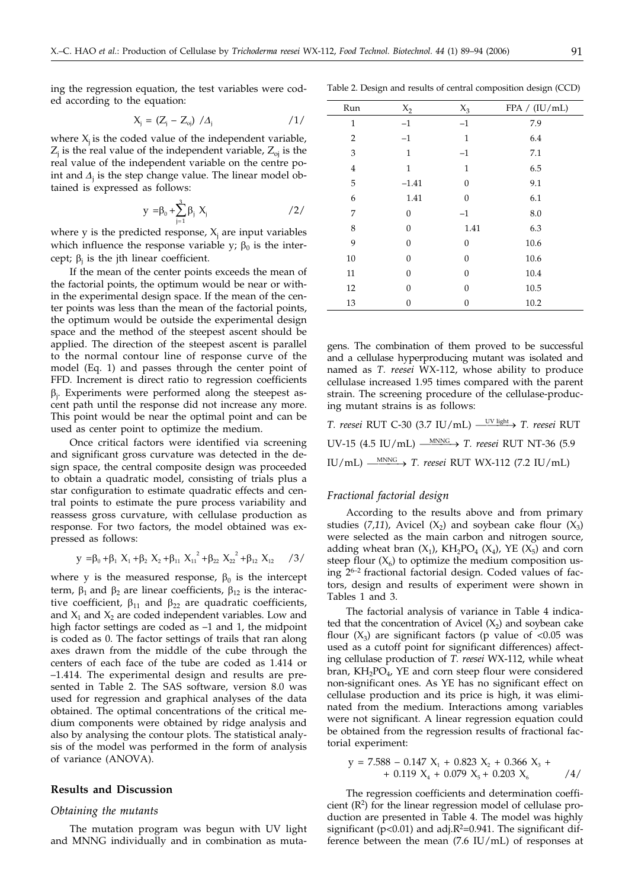ing the regression equation, the test variables were coded according to the equation:

$$X_j = (Z_j - Z_{oj}) / \Delta_j \qquad /1/$$

where $X_j$ is the coded value of the independent variable, $Z_j$ is the real value of the independent variable, $Z_{oj}$ is the real value of the independent variable on the centre point and $\Delta_j$ is the step change value. The linear model obtained is expressed as follows:

$$y = \beta_0 + \sum_{j=1}^{3} \beta_j X_j \qquad /2/$$

where y is the predicted response, $X_j$ are input variables which influence the response variable y; $\beta_0$ is the intercept; $\beta_j$ is the jth linear coefficient.

If the mean of the center points exceeds the mean of the factorial points, the optimum would be near or within the experimental design space. If the mean of the center points was less than the mean of the factorial points, the optimum would be outside the experimental design space and the method of the steepest ascent should be applied. The direction of the steepest ascent is parallel to the normal contour line of response curve of the model (Eq. 1) and passes through the center point of FFD. Increment is direct ratio to regression coefficients $\beta_j$. Experiments were performed along the steepest ascent path until the response did not increase any more. This point would be near the optimal point and can be used as center point to optimize the medium.

Once critical factors were identified via screening and significant gross curvature was detected in the design space, the central composite design was proceeded to obtain a quadratic model, consisting of trials plus a star configuration to estimate quadratic effects and central points to estimate the pure process variability and reassess gross curvature, with cellulase production as response. For two factors, the model obtained was expressed as follows:

$$y = \beta_0 + \beta_1 X_1 + \beta_2 X_2 + \beta_{11} X_{11}^2 + \beta_{22} X_{22}^2 + \beta_{12} X_{12} \qquad /3/$$

where y is the measured response, $\beta_0$ is the intercept term, $\beta_1$ and $\beta_2$ are linear coefficients, $\beta_{12}$ is the interactive coefficient, $\beta_{11}$ and $\beta_{22}$ are quadratic coefficients, and $X_1$ and $X_2$ are coded independent variables. Low and high factor settings are coded as –1 and 1, the midpoint is coded as 0. The factor settings of trails that ran along axes drawn from the middle of the cube through the centers of each face of the tube are coded as 1.414 or –1.414. The experimental design and results are presented in Table 2. The SAS software, version 8.0 was used for regression and graphical analyses of the data obtained. The optimal concentrations of the critical medium components were obtained by ridge analysis and also by analysing the contour plots. The statistical analysis of the model was performed in the form of analysis of variance (ANOVA).

## Results and Discussion

### *Obtaining the mutants*

The mutation program was begun with UV light and MNNG individually and in combination as mutagens. The combination of them proved to be successful and a cellulase hyperproducing mutant was isolated and named as *T. reesei* WX-112, whose ability to produce cellulase increased 1.95 times compared with the parent strain. The screening procedure of the cellulase-producing mutant strains is as follows:

*T. reesei* RUT C-30 (3.7 IU/mL) $\xrightarrow{\text{UV light}}$ *T. reesei* RUT UV-15 (4.5 IU/mL) $\xrightarrow{\text{MNNG}}$ *T. reesei* RUT NT-36 (5.9 IU/mL) $\xrightarrow{\text{MNNG}}$ *T. reesei* RUT WX-112 (7.2 IU/mL)

Table 2. Design and results of central composition design (CCD)

| Run | $X_2$ | $X_3$ | FPA / (IU/mL) |
|---|---|---|---|
| 1 | –1 | –1 | 7.9 |
| 2 | –1 | 1 | 6.4 |
| 3 | 1 | –1 | 7.1 |
| 4 | 1 | 1 | 6.5 |
| 5 | –1.41 | 0 | 9.1 |
| 6 | 1.41 | 0 | 6.1 |
| 7 | 0 | –1 | 8.0 |
| 8 | 0 | 1.41 | 6.3 |
| 9 | 0 | 0 | 10.6 |
| 10 | 0 | 0 | 10.6 |
| 11 | 0 | 0 | 10.4 |
| 12 | 0 | 0 | 10.5 |
| 13 | 0 | 0 | 10.2 |

### *Fractional factorial design*

According to the results above and from primary studies (*7,11*), Avicel ($X_2$) and soybean cake flour ($X_3$) were selected as the main carbon and nitrogen source, adding wheat bran ($X_1$), $KH_2PO_4$ ($X_4$), YE ($X_5$) and corn steep flour ($X_6$) to optimize the medium composition using $2^{6-2}$ fractional factorial design. Coded values of factors, design and results of experiment were shown in Tables 1 and 3.

The factorial analysis of variance in Table 4 indicated that the concentration of Avicel ($X_2$) and soybean cake flour ($X_3$) are significant factors (p value of <0.05 was used as a cutoff point for significant differences) affecting cellulase production of *T. reesei* WX-112, while wheat bran, $KH_2PO_4$, YE and corn steep flour were considered non-significant ones. As YE has no significant effect on cellulase production and its price is high, it was eliminated from the medium. Interactions among variables were not significant. A linear regression equation could be obtained from the regression results of fractional factorial experiment:

$$y = 7.588 - 0.147\,X_1 + 0.823\,X_2 + 0.366\,X_3 + 0.119\,X_4 + 0.079\,X_5 + 0.203\,X_6 \qquad /4/$$

The regression coefficients and determination coefficient ($R^2$) for the linear regression model of cellulase production are presented in Table 4. The model was highly significant ($p<0.01$) and adj.$R^2$=0.941. The significant difference between the mean (7.6 IU/mL) of responses at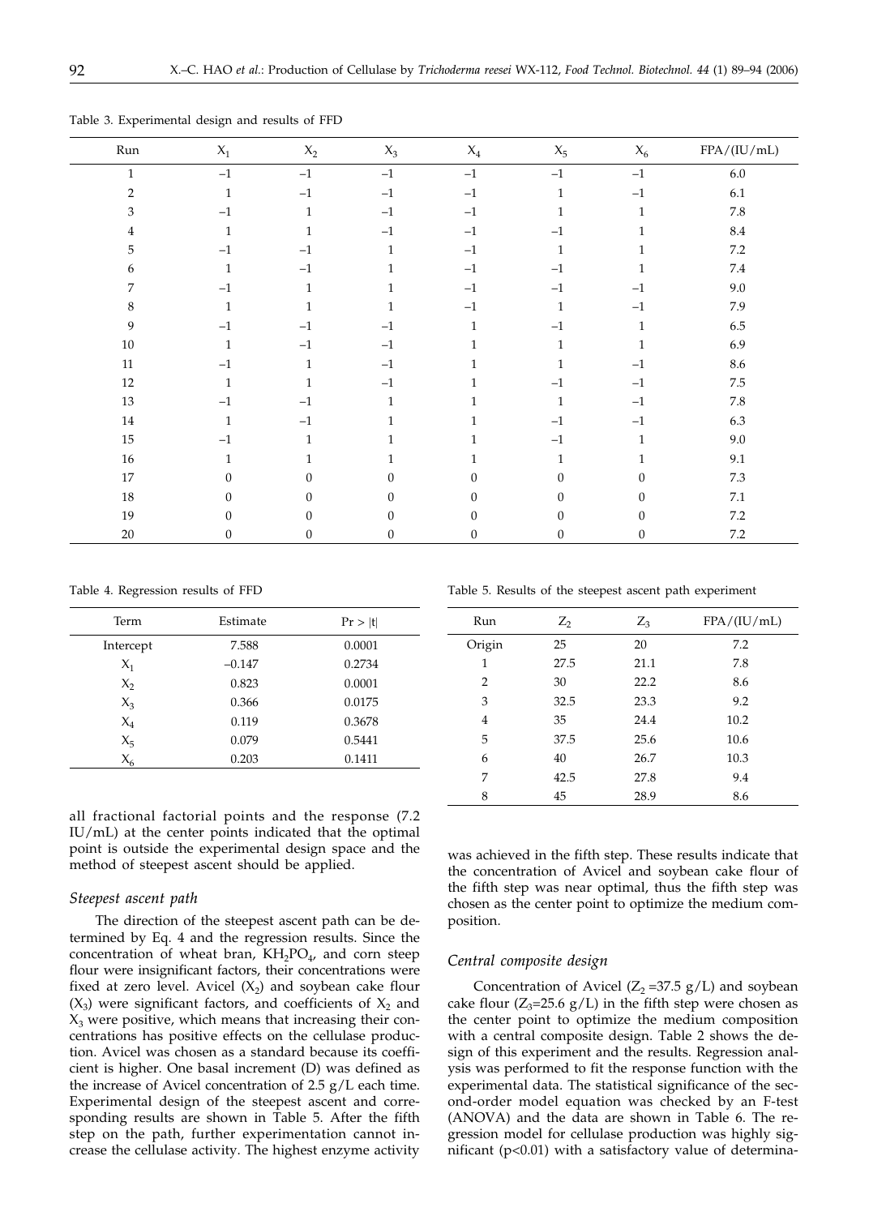Table 3. Experimental design and results of FFD

| Run | $X_1$ | $X_2$ | $X_3$ | $X_4$ | $X_5$ | $X_6$ | FPA/(IU/mL) |
|---|---|---|---|---|---|---|---|
| 1 | −1 | −1 | −1 | −1 | −1 | −1 | 6.0 |
| 2 | 1 | −1 | −1 | −1 | 1 | −1 | 6.1 |
| 3 | −1 | 1 | −1 | −1 | 1 | 1 | 7.8 |
| 4 | 1 | 1 | −1 | −1 | −1 | 1 | 8.4 |
| 5 | −1 | −1 | 1 | −1 | 1 | 1 | 7.2 |
| 6 | 1 | −1 | 1 | −1 | −1 | 1 | 7.4 |
| 7 | −1 | 1 | 1 | −1 | −1 | −1 | 9.0 |
| 8 | 1 | 1 | 1 | −1 | 1 | −1 | 7.9 |
| 9 | −1 | −1 | −1 | 1 | −1 | 1 | 6.5 |
| 10 | 1 | −1 | −1 | 1 | 1 | 1 | 6.9 |
| 11 | −1 | 1 | −1 | 1 | 1 | −1 | 8.6 |
| 12 | 1 | 1 | −1 | 1 | −1 | −1 | 7.5 |
| 13 | −1 | −1 | 1 | 1 | 1 | −1 | 7.8 |
| 14 | 1 | −1 | 1 | 1 | −1 | −1 | 6.3 |
| 15 | −1 | 1 | 1 | 1 | −1 | 1 | 9.0 |
| 16 | 1 | 1 | 1 | 1 | 1 | 1 | 9.1 |
| 17 | 0 | 0 | 0 | 0 | 0 | 0 | 7.3 |
| 18 | 0 | 0 | 0 | 0 | 0 | 0 | 7.1 |
| 19 | 0 | 0 | 0 | 0 | 0 | 0 | 7.2 |
| 20 | 0 | 0 | 0 | 0 | 0 | 0 | 7.2 |

Table 4. Regression results of FFD

| Term | Estimate | Pr > \|t\| |
|---|---|---|
| Intercept | 7.588 | 0.0001 |
| $X_1$ | −0.147 | 0.2734 |
| $X_2$ | 0.823 | 0.0001 |
| $X_3$ | 0.366 | 0.0175 |
| $X_4$ | 0.119 | 0.3678 |
| $X_5$ | 0.079 | 0.5441 |
| $X_6$ | 0.203 | 0.1411 |

all fractional factorial points and the response (7.2 IU/mL) at the center points indicated that the optimal point is outside the experimental design space and the method of steepest ascent should be applied.

### *Steepest ascent path*

The direction of the steepest ascent path can be determined by Eq. 4 and the regression results. Since the concentration of wheat bran, $KH_2PO_4$, and corn steep flour were insignificant factors, their concentrations were fixed at zero level. Avicel ($X_2$) and soybean cake flour ($X_3$) were significant factors, and coefficients of $X_2$ and $X_3$ were positive, which means that increasing their concentrations has positive effects on the cellulase production. Avicel was chosen as a standard because its coefficient is higher. One basal increment (D) was defined as the increase of Avicel concentration of 2.5 g/L each time. Experimental design of the steepest ascent and corresponding results are shown in Table 5. After the fifth step on the path, further experimentation cannot increase the cellulase activity. The highest enzyme activity was achieved in the fifth step. These results indicate that the concentration of Avicel and soybean cake flour of the fifth step was near optimal, thus the fifth step was chosen as the center point to optimize the medium composition.

Table 5. Results of the steepest ascent path experiment

| Run | $Z_2$ | $Z_3$ | FPA/(IU/mL) |
|---|---|---|---|
| Origin | 25 | 20 | 7.2 |
| 1 | 27.5 | 21.1 | 7.8 |
| 2 | 30 | 22.2 | 8.6 |
| 3 | 32.5 | 23.3 | 9.2 |
| 4 | 35 | 24.4 | 10.2 |
| 5 | 37.5 | 25.6 | 10.6 |
| 6 | 40 | 26.7 | 10.3 |
| 7 | 42.5 | 27.8 | 9.4 |
| 8 | 45 | 28.9 | 8.6 |

### *Central composite design*

Concentration of Avicel ($Z_2$ =37.5 g/L) and soybean cake flour ($Z_3$=25.6 g/L) in the fifth step were chosen as the center point to optimize the medium composition with a central composite design. Table 2 shows the design of this experiment and the results. Regression analysis was performed to fit the response function with the experimental data. The statistical significance of the second-order model equation was checked by an F-test (ANOVA) and the data are shown in Table 6. The regression model for cellulase production was highly significant ($p<0.01$) with a satisfactory value of determina-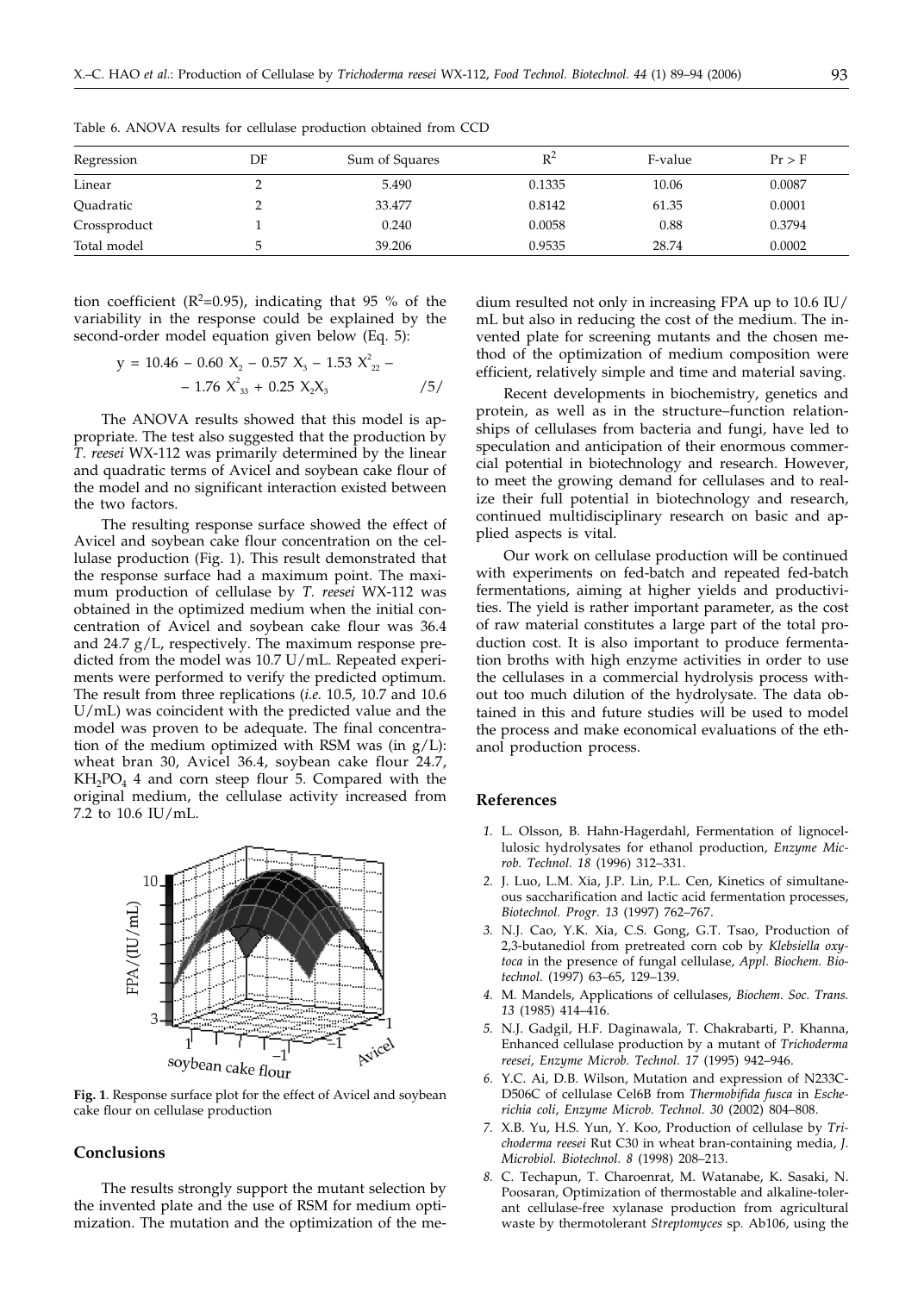Table 6. ANOVA results for cellulase production obtained from CCD

| Regression | DF | Sum of Squares | $R^2$ | F-value | Pr > F |
|---|---|---|---|---|---|
| Linear | 2 | 5.490 | 0.1335 | 10.06 | 0.0087 |
| Quadratic | 2 | 33.477 | 0.8142 | 61.35 | 0.0001 |
| Crossproduct | 1 | 0.240 | 0.0058 | 0.88 | 0.3794 |
| Total model | 5 | 39.206 | 0.9535 | 28.74 | 0.0002 |

tion coefficient ($R^2$=0.95), indicating that 95 % of the variability in the response could be explained by the second-order model equation given below (Eq. 5):

$$y = 10.46 - 0.60\ X_2 - 0.57\ X_3 - 1.53\ X^2_{22} - 1.76\ X^2_{33} + 0.25\ X_2X_3 \qquad /5/$$

The ANOVA results showed that this model is appropriate. The test also suggested that the production by *T. reesei* WX-112 was primarily determined by the linear and quadratic terms of Avicel and soybean cake flour of the model and no significant interaction existed between the two factors.

The resulting response surface showed the effect of Avicel and soybean cake flour concentration on the cellulase production (Fig. 1). This result demonstrated that the response surface had a maximum point. The maximum production of cellulase by *T. reesei* WX-112 was obtained in the optimized medium when the initial concentration of Avicel and soybean cake flour was 36.4 and 24.7 g/L, respectively. The maximum response predicted from the model was 10.7 U/mL. Repeated experiments were performed to verify the predicted optimum. The result from three replications (*i.e.* 10.5, 10.7 and 10.6 U/mL) was coincident with the predicted value and the model was proven to be adequate. The final concentration of the medium optimized with RSM was (in g/L): wheat bran 30, Avicel 36.4, soybean cake flour 24.7, $KH_2PO_4$ 4 and corn steep flour 5. Compared with the original medium, the cellulase activity increased from 7.2 to 10.6 IU/mL.

10
3
FPA/(IU/mL)
1
–1
soybean cake flour
1
–1
Avicel

**Fig. 1**. Response surface plot for the effect of Avicel and soybean cake flour on cellulase production

## Conclusions

The results strongly support the mutant selection by the invented plate and the use of RSM for medium optimization. The mutation and the optimization of the medium resulted not only in increasing FPA up to 10.6 IU/mL but also in reducing the cost of the medium. The invented plate for screening mutants and the chosen method of the optimization of medium composition were efficient, relatively simple and time and material saving.

Recent developments in biochemistry, genetics and protein, as well as in the structure–function relationships of cellulases from bacteria and fungi, have led to speculation and anticipation of their enormous commercial potential in biotechnology and research. However, to meet the growing demand for cellulases and to realize their full potential in biotechnology and research, continued multidisciplinary research on basic and applied aspects is vital.

Our work on cellulase production will be continued with experiments on fed-batch and repeated fed-batch fermentations, aiming at higher yields and productivities. The yield is rather important parameter, as the cost of raw material constitutes a large part of the total production cost. It is also important to produce fermentation broths with high enzyme activities in order to use the cellulases in a commercial hydrolysis process without too much dilution of the hydrolysate. The data obtained in this and future studies will be used to model the process and make economical evaluations of the ethanol production process.

## References

1. L. Olsson, B. Hahn-Hagerdahl, Fermentation of lignocellulosic hydrolysates for ethanol production, *Enzyme Microb. Technol. 18* (1996) 312–331.
2. J. Luo, L.M. Xia, J.P. Lin, P.L. Cen, Kinetics of simultaneous saccharification and lactic acid fermentation processes, *Biotechnol. Progr. 13* (1997) 762–767.
3. N.J. Cao, Y.K. Xia, C.S. Gong, G.T. Tsao, Production of 2,3-butanediol from pretreated corn cob by *Klebsiella oxytoca* in the presence of fungal cellulase, *Appl. Biochem. Biotechnol.* (1997) 63–65, 129–139.
4. M. Mandels, Applications of cellulases, *Biochem. Soc. Trans. 13* (1985) 414–416.
5. N.J. Gadgil, H.F. Daginawala, T. Chakrabarti, P. Khanna, Enhanced cellulase production by a mutant of *Trichoderma reesei*, *Enzyme Microb. Technol. 17* (1995) 942–946.
6. Y.C. Ai, D.B. Wilson, Mutation and expression of N233C-D506C of cellulase Cel6B from *Thermobifida fusca* in *Escherichia coli*, *Enzyme Microb. Technol. 30* (2002) 804–808.
7. X.B. Yu, H.S. Yun, Y. Koo, Production of cellulase by *Trichoderma reesei* Rut C30 in wheat bran-containing media, *J. Microbiol. Biotechnol. 8* (1998) 208–213.
8. C. Techapun, T. Charoenrat, M. Watanabe, K. Sasaki, N. Poosaran, Optimization of thermostable and alkaline-tolerant cellulase-free xylanase production from agricultural waste by thermotolerant *Streptomyces* sp. Ab106, using the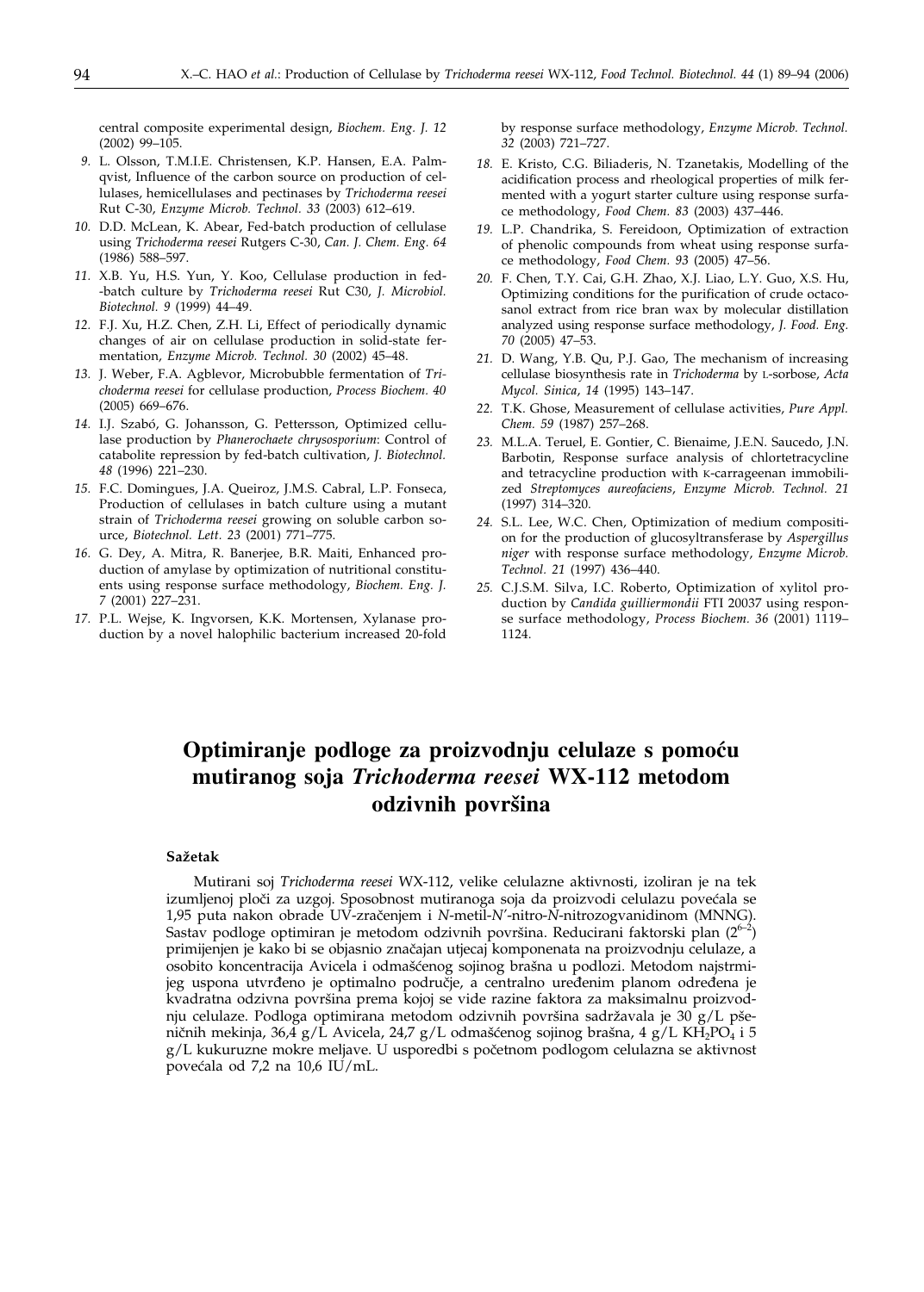central composite experimental design, *Biochem. Eng. J. 12* (2002) 99–105.

9. L. Olsson, T.M.I.E. Christensen, K.P. Hansen, E.A. Palmqvist, Influence of the carbon source on production of cellulases, hemicellulases and pectinases by *Trichoderma reesei* Rut C-30, *Enzyme Microb. Technol. 33* (2003) 612–619.
10. D.D. McLean, K. Abear, Fed-batch production of cellulase using *Trichoderma reesei* Rutgers C-30, *Can. J. Chem. Eng. 64* (1986) 588–597.
11. X.B. Yu, H.S. Yun, Y. Koo, Cellulase production in fed-batch culture by *Trichoderma reesei* Rut C30, *J. Microbiol. Biotechnol. 9* (1999) 44–49.
12. F.J. Xu, H.Z. Chen, Z.H. Li, Effect of periodically dynamic changes of air on cellulase production in solid-state fermentation, *Enzyme Microb. Technol. 30* (2002) 45–48.
13. J. Weber, F.A. Agblevor, Microbubble fermentation of *Trichoderma reesei* for cellulase production, *Process Biochem. 40* (2005) 669–676.
14. I.J. Szabó, G. Johansson, G. Pettersson, Optimized cellulase production by *Phanerochaete chrysosporium*: Control of catabolite repression by fed-batch cultivation, *J. Biotechnol. 48* (1996) 221–230.
15. F.C. Domingues, J.A. Queiroz, J.M.S. Cabral, L.P. Fonseca, Production of cellulases in batch culture using a mutant strain of *Trichoderma reesei* growing on soluble carbon source, *Biotechnol. Lett. 23* (2001) 771–775.
16. G. Dey, A. Mitra, R. Banerjee, B.R. Maiti, Enhanced production of amylase by optimization of nutritional constituents using response surface methodology, *Biochem. Eng. J. 7* (2001) 227–231.
17. P.L. Wejse, K. Ingvorsen, K.K. Mortensen, Xylanase production by a novel halophilic bacterium increased 20-fold by response surface methodology, *Enzyme Microb. Technol. 32* (2003) 721–727.
18. E. Kristo, C.G. Biliaderis, N. Tzanetakis, Modelling of the acidification process and rheological properties of milk fermented with a yogurt starter culture using response surface methodology, *Food Chem. 83* (2003) 437–446.
19. L.P. Chandrika, S. Fereidoon, Optimization of extraction of phenolic compounds from wheat using response surface methodology, *Food Chem. 93* (2005) 47–56.
20. F. Chen, T.Y. Cai, G.H. Zhao, X.J. Liao, L.Y. Guo, X.S. Hu, Optimizing conditions for the purification of crude octacosanol extract from rice bran wax by molecular distillation analyzed using response surface methodology, *J. Food. Eng. 70* (2005) 47–53.
21. D. Wang, Y.B. Qu, P.J. Gao, The mechanism of increasing cellulase biosynthesis rate in *Trichoderma* by L-sorbose, *Acta Mycol. Sinica, 14* (1995) 143–147.
22. T.K. Ghose, Measurement of cellulase activities, *Pure Appl. Chem. 59* (1987) 257–268.
23. M.L.A. Teruel, E. Gontier, C. Bienaime, J.E.N. Saucedo, J.N. Barbotin, Response surface analysis of chlortetracycline and tetracycline production with κ-carrageenan immobilized *Streptomyces aureofaciens*, *Enzyme Microb. Technol. 21* (1997) 314–320.
24. S.L. Lee, W.C. Chen, Optimization of medium composition for the production of glucosyltransferase by *Aspergillus niger* with response surface methodology, *Enzyme Microb. Technol. 21* (1997) 436–440.
25. C.J.S.M. Silva, I.C. Roberto, Optimization of xylitol production by *Candida guilliermondii* FTI 20037 using response surface methodology, *Process Biochem. 36* (2001) 1119–1124.

# Optimiranje podloge za proizvodnju celulaze s pomoću mutiranog soja *Trichoderma reesei* WX-112 metodom odzivnih površina

#### Sažetak

Mutirani soj *Trichoderma reesei* WX-112, velike celulazne aktivnosti, izoliran je na tek izumljenoj ploči za uzgoj. Sposobnost mutiranoga soja da proizvodi celulazu povećala se 1,95 puta nakon obrade UV-zračenjem i *N*-metil-*N*'-nitro-*N*-nitrozogvanidinom (MNNG). Sastav podloge optimiran je metodom odzivnih površina. Reducirani faktorski plan ($2^{6-2}$) primijenjen je kako bi se objasnio značajan utjecaj komponenata na proizvodnju celulaze, a osobito koncentracija Avicela i odmašćenog sojinog brašna u podlozi. Metodom najstrmijeg uspona utvrđeno je optimalno područje, a centralno uređenim planom određena je kvadratna odzivna površina prema kojoj se vide razine faktora za maksimalnu proizvodnju celulaze. Podloga optimirana metodom odzivnih površina sadržavala je 30 g/L pšeničnih mekinja, 36,4 g/L Avicela, 24,7 g/L odmašćenog sojinog brašna, 4 g/L $KH_2PO_4$ i 5 g/L kukuruzne mokre meljave. U usporedbi s početnom podlogom celulazna se aktivnost povećala od 7,2 na 10,6 IU/mL.